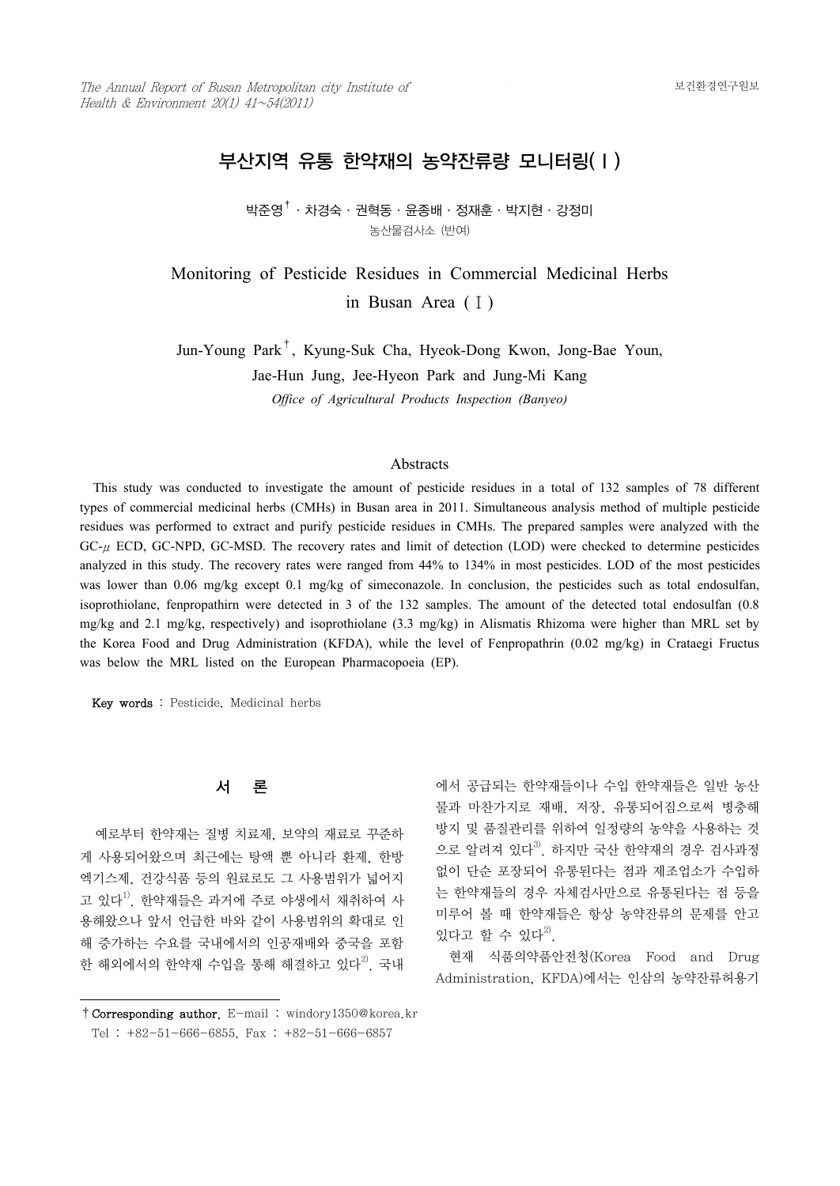# 부산지역 유통 한약재의 농약잔류량 모니터링(Ⅰ)

박준영[†] · 차경숙 · 권혁동 · 윤종배 · 정재훈 · 박지현 · 강정미

농산물검사소 (반여)

# Monitoring of Pesticide Residues in Commercial Medicinal Herbs in Busan Area (Ⅰ)

Jun-Young Park[†], Kyung-Suk Cha, Hyeok-Dong Kwon, Jong-Bae Youn, Jae-Hun Jung, Jee-Hyeon Park and Jung-Mi Kang

*Office of Agricultural Products Inspection (Banyeo)*

## Abstracts

This study was conducted to investigate the amount of pesticide residues in a total of 132 samples of 78 different types of commercial medicinal herbs (CMHs) in Busan area in 2011. Simultaneous analysis method of multiple pesticide residues was performed to extract and purify pesticide residues in CMHs. The prepared samples were analyzed with the GC-$\mu$ ECD, GC-NPD, GC-MSD. The recovery rates and limit of detection (LOD) were checked to determine pesticides analyzed in this study. The recovery rates were ranged from 44% to 134% in most pesticides. LOD of the most pesticides was lower than 0.06 mg/kg except 0.1 mg/kg of simeconazole. In conclusion, the pesticides such as total endosulfan, isoprothiolane, fenpropathirn were detected in 3 of the 132 samples. The amount of the detected total endosulfan (0.8 mg/kg and 2.1 mg/kg, respectively) and isoprothiolane (3.3 mg/kg) in Alismatis Rhizoma were higher than MRL set by the Korea Food and Drug Administration (KFDA), while the level of Fenpropathrin (0.02 mg/kg) in Crataegi Fructus was below the MRL listed on the European Pharmacopoeia (EP).

**Key words** : Pesticide, Medicinal herbs

## 서 론

예로부터 한약재는 질병 치료제, 보약의 재료로 꾸준하게 사용되어왔으며 최근에는 탕액 뿐 아니라 환제, 한방엑기스제, 건강식품 등의 원료로도 그 사용범위가 넓어지고 있다[1]. 한약재들은 과거에 주로 야생에서 채취하여 사용해왔으나 앞서 언급한 바와 같이 사용범위의 확대로 인해 증가하는 수요를 국내에서의 인공재배와 중국을 포함한 해외에서의 한약재 수입을 통해 해결하고 있다[2]. 국내에서 공급되는 한약재들이나 수입 한약재들은 일반 농산물과 마찬가지로 재배, 저장, 유통되어짐으로써 병충해 방지 및 품질관리를 위하여 일정량의 농약을 사용하는 것으로 알려져 있다[3]. 하지만 국산 한약재의 경우 검사과정 없이 단순 포장되어 유통된다는 점과 제조업소가 수입하는 한약재들의 경우 자체검사만으로 유통된다는 점 등을 미루어 볼 때 한약재들은 항상 농약잔류의 문제를 안고 있다고 할 수 있다[2].

현재 식품의약품안전청(Korea Food and Drug Administration, KFDA)에서는 인삼의 농약잔류허용기

† Corresponding author. E-mail : windory1350@korea.kr
Tel : +82-51-666-6855, Fax : +82-51-666-6857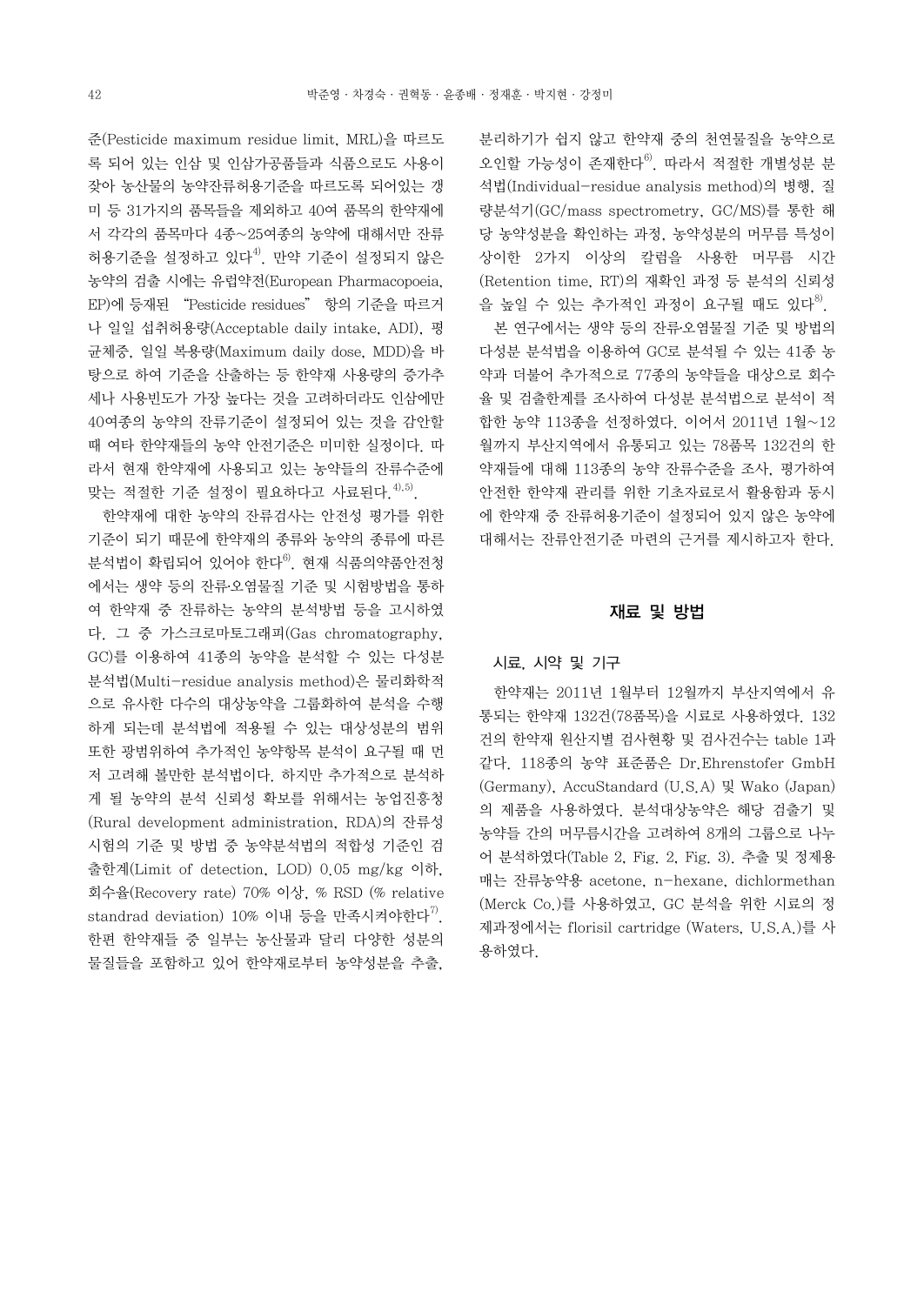준(Pesticide maximum residue limit, MRL)을 따르도록 되어 있는 인삼 및 인삼가공품들과 식품으로도 사용이 잦아 농산물의 농약잔류허용기준을 따르도록 되어있는 갱미 등 31가지의 품목들을 제외하고 40여 품목의 한약재에서 각각의 품목마다 4종~25여종의 농약에 대해서만 잔류허용기준을 설정하고 있다[4]. 만약 기준이 설정되지 않은 농약의 검출 시에는 유럽약전(European Pharmacopoeia, EP)에 등재된 "Pesticide residues" 항의 기준을 따르거나 일일 섭취허용량(Acceptable daily intake, ADI), 평균체중, 일일 복용량(Maximum daily dose, MDD)을 바탕으로 하여 기준을 산출하는 등 한약재 사용량의 증가추세나 사용빈도가 가장 높다는 것을 고려하더라도 인삼에만 40여종의 농약의 잔류기준이 설정되어 있는 것을 감안할 때 여타 한약재들의 농약 안전기준은 미미한 실정이다. 따라서 현재 한약재에 사용되고 있는 농약들의 잔류수준에 맞는 적절한 기준 설정이 필요하다고 사료된다.[4),5)]

한약재에 대한 농약의 잔류검사는 안전성 평가를 위한 기준이 되기 때문에 한약재의 종류와 농약의 종류에 따른 분석법이 확립되어 있어야 한다[6]. 현재 식품의약품안전청에서는 생약 등의 잔류·오염물질 기준 및 시험방법을 통하여 한약재 중 잔류하는 농약의 분석방법 등을 고시하였다. 그 중 가스크로마토그래피(Gas chromatography, GC)를 이용하여 41종의 농약을 분석할 수 있는 다성분 분석법(Multi-residue analysis method)은 물리화학적으로 유사한 다수의 대상농약을 그룹화하여 분석을 수행하게 되는데 분석법에 적용될 수 있는 대상성분의 범위 또한 광범위하여 추가적인 농약항목 분석이 요구될 때 먼저 고려해 볼만한 분석법이다. 하지만 추가적으로 분석하게 될 농약의 분석 신뢰성 확보를 위해서는 농업진흥청(Rural development administration, RDA)의 잔류성 시험의 기준 및 방법 중 농약분석법의 적합성 기준인 검출한계(Limit of detection, LOD) 0.05 mg/kg 이하, 회수율(Recovery rate) 70% 이상, % RSD (% relative standrad deviation) 10% 이내 등을 만족시켜야한다[7]. 한편 한약재들 중 일부는 농산물과 달리 다양한 성분의 물질들을 포함하고 있어 한약재로부터 농약성분을 추출, 분리하기가 쉽지 않고 한약재 중의 천연물질을 농약으로 오인할 가능성이 존재한다[6]. 따라서 적절한 개별성분 분석법(Individual-residue analysis method)의 병행, 질량분석기(GC/mass spectrometry, GC/MS)를 통한 해당 농약성분을 확인하는 과정, 농약성분의 머무름 특성이 상이한 2가지 이상의 칼럼을 사용한 머무름 시간(Retention time, RT)의 재확인 과정 등 분석의 신뢰성을 높일 수 있는 추가적인 과정이 요구될 때도 있다[8].

본 연구에서는 생약 등의 잔류·오염물질 기준 및 방법의 다성분 분석법을 이용하여 GC로 분석될 수 있는 41종 농약과 더불어 추가적으로 77종의 농약들을 대상으로 회수율 및 검출한계를 조사하여 다성분 분석법으로 분석이 적합한 농약 113종을 선정하였다. 이어서 2011년 1월~12월까지 부산지역에서 유통되고 있는 78품목 132건의 한약재들에 대해 113종의 농약 잔류수준을 조사, 평가하여 안전한 한약재 관리를 위한 기초자료로서 활용함과 동시에 한약재 중 잔류허용기준이 설정되어 있지 않은 농약에 대해서는 잔류안전기준 마련의 근거를 제시하고자 한다.

## 재료 및 방법

### 시료, 시약 및 기구

한약재는 2011년 1월부터 12월까지 부산지역에서 유통되는 한약재 132건(78품목)을 시료로 사용하였다. 132건의 한약재 원산지별 검사현황 및 검사건수는 table 1과 같다. 118종의 농약 표준품은 Dr.Ehrenstofer GmbH (Germany), AccuStandard (U.S.A) 및 Wako (Japan)의 제품을 사용하였다. 분석대상농약은 해당 검출기 및 농약들 간의 머무름시간을 고려하여 8개의 그룹으로 나누어 분석하였다(Table 2, Fig. 2, Fig. 3). 추출 및 정제용매는 잔류농약용 acetone, n-hexane, dichlormethan (Merck Co.)를 사용하였고, GC 분석을 위한 시료의 정제과정에서는 florisil cartridge (Waters, U.S.A.)를 사용하였다.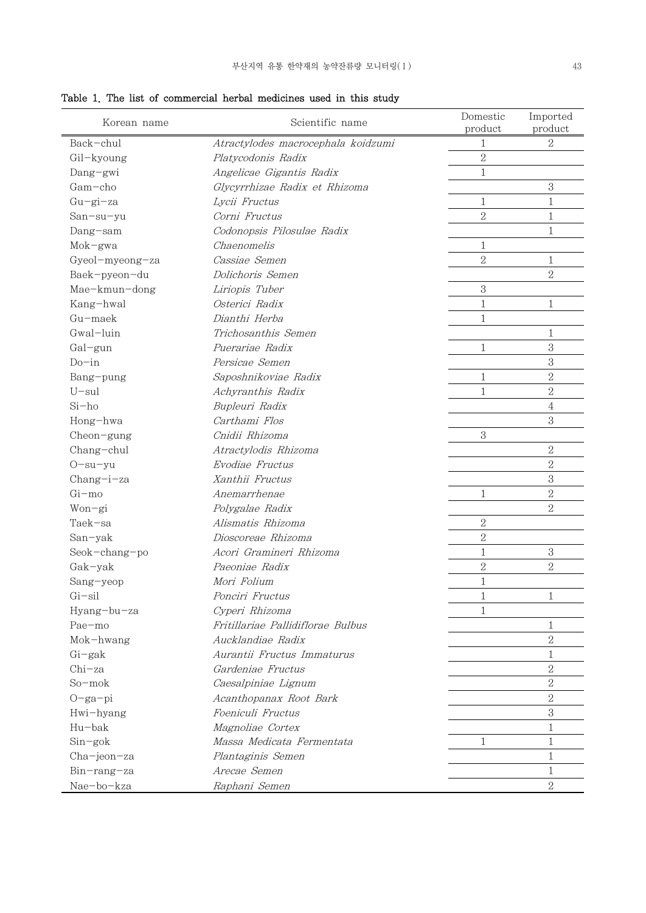Table 1. The list of commercial herbal medicines used in this study

| Korean name | Scientific name | Domestic product | Imported product |
|---|---|---|---|
| Back-chul | *Atractylodes macrocephala koidzumi* | 1 | 2 |
| Gil-kyoung | *Platycodonis Radix* | 2 | |
| Dang-gwi | *Angelicae Gigantis Radix* | 1 | |
| Gam-cho | *Glycyrrhizae Radix et Rhizoma* | | 3 |
| Gu-gi-za | *Lycii Fructus* | 1 | 1 |
| San-su-yu | *Corni Fructus* | 2 | 1 |
| Dang-sam | *Codonopsis Pilosulae Radix* | | 1 |
| Mok-gwa | *Chaenomelis* | 1 | |
| Gyeol-myeong-za | *Cassiae Semen* | 2 | 1 |
| Baek-pyeon-du | *Dolichoris Semen* | | 2 |
| Mae-kmun-dong | *Liriopis Tuber* | 3 | |
| Kang-hwal | *Osterici Radix* | 1 | 1 |
| Gu-maek | *Dianthi Herba* | 1 | |
| Gwal-luin | *Trichosanthis Semen* | | 1 |
| Gal-gun | *Puerariae Radix* | 1 | 3 |
| Do-in | *Persicae Semen* | | 3 |
| Bang-pung | *Saposhnikoviae Radix* | 1 | 2 |
| U-sul | *Achyranthis Radix* | 1 | 2 |
| Si-ho | *Bupleuri Radix* | | 4 |
| Hong-hwa | *Carthami Flos* | | 3 |
| Cheon-gung | *Cnidii Rhizoma* | 3 | |
| Chang-chul | *Atractylodis Rhizoma* | | 2 |
| O-su-yu | *Evodiae Fructus* | | 2 |
| Chang-i-za | *Xanthii Fructus* | | 3 |
| Gi-mo | *Anemarrhenae* | 1 | 2 |
| Won-gi | *Polygalae Radix* | | 2 |
| Taek-sa | *Alismatis Rhizoma* | 2 | |
| San-yak | *Dioscoreae Rhizoma* | 2 | |
| Seok-chang-po | *Acori Gramineri Rhizoma* | 1 | 3 |
| Gak-yak | *Paeoniae Radix* | 2 | 2 |
| Sang-yeop | *Mori Folium* | 1 | |
| Gi-sil | *Ponciri Fructus* | 1 | 1 |
| Hyang-bu-za | *Cyperi Rhizoma* | 1 | |
| Pae-mo | *Fritillariae Pallidiflorae Bulbus* | | 1 |
| Mok-hwang | *Aucklandiae Radix* | | 2 |
| Gi-gak | *Aurantii Fructus Immaturus* | | 1 |
| Chi-za | *Gardeniae Fructus* | | 2 |
| So-mok | *Caesalpiniae Lignum* | | 2 |
| O-ga-pi | *Acanthopanax Root Bark* | | 2 |
| Hwi-hyang | *Foeniculi Fructus* | | 3 |
| Hu-bak | *Magnoliae Cortex* | | 1 |
| Sin-gok | *Massa Medicata Fermentata* | 1 | 1 |
| Cha-jeon-za | *Plantaginis Semen* | | 1 |
| Bin-rang-za | *Arecae Semen* | | 1 |
| Nae-bo-kza | *Raphani Semen* | | 2 |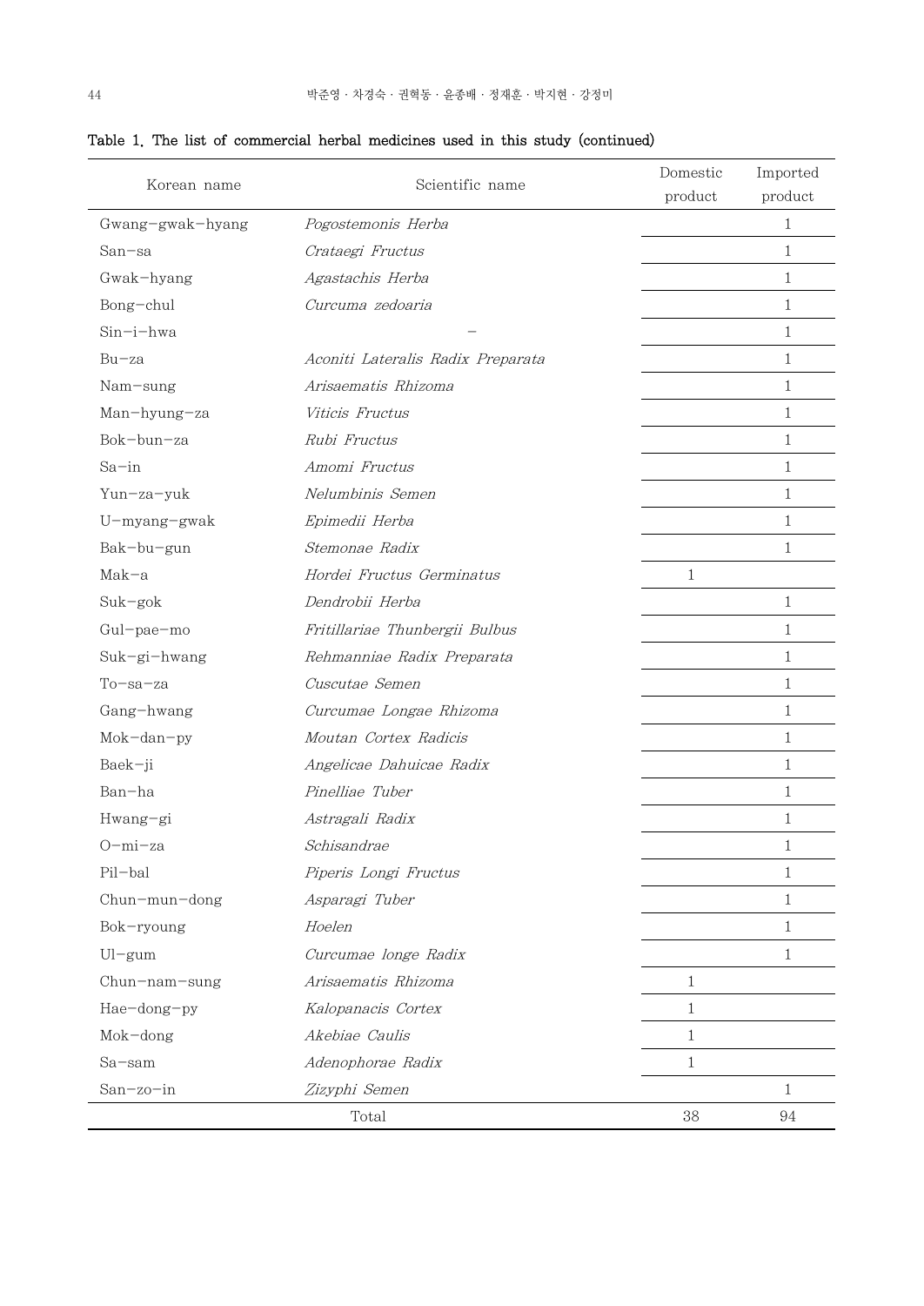Table 1. The list of commercial herbal medicines used in this study (continued)

| Korean name | Scientific name | Domestic product | Imported product |
|---|---|---|---|
| Gwang-gwak-hyang | *Pogostemonis Herba* | | 1 |
| San-sa | *Crataegi Fructus* | | 1 |
| Gwak-hyang | *Agastachis Herba* | | 1 |
| Bong-chul | *Curcuma zedoaria* | | 1 |
| Sin-i-hwa | - | | 1 |
| Bu-za | *Aconiti Lateralis Radix Preparata* | | 1 |
| Nam-sung | *Arisaematis Rhizoma* | | 1 |
| Man-hyung-za | *Viticis Fructus* | | 1 |
| Bok-bun-za | *Rubi Fructus* | | 1 |
| Sa-in | *Amomi Fructus* | | 1 |
| Yun-za-yuk | *Nelumbinis Semen* | | 1 |
| U-myang-gwak | *Epimedii Herba* | | 1 |
| Bak-bu-gun | *Stemonae Radix* | | 1 |
| Mak-a | *Hordei Fructus Germinatus* | 1 | |
| Suk-gok | *Dendrobii Herba* | | 1 |
| Gul-pae-mo | *Fritillariae Thunbergii Bulbus* | | 1 |
| Suk-gi-hwang | *Rehmanniae Radix Preparata* | | 1 |
| To-sa-za | *Cuscutae Semen* | | 1 |
| Gang-hwang | *Curcumae Longae Rhizoma* | | 1 |
| Mok-dan-py | *Moutan Cortex Radicis* | | 1 |
| Baek-ji | *Angelicae Dahuicae Radix* | | 1 |
| Ban-ha | *Pinelliae Tuber* | | 1 |
| Hwang-gi | *Astragali Radix* | | 1 |
| O-mi-za | *Schisandrae* | | 1 |
| Pil-bal | *Piperis Longi Fructus* | | 1 |
| Chun-mun-dong | *Asparagi Tuber* | | 1 |
| Bok-ryoung | *Hoelen* | | 1 |
| Ul-gum | *Curcumae longe Radix* | | 1 |
| Chun-nam-sung | *Arisaematis Rhizoma* | 1 | |
| Hae-dong-py | *Kalopanacis Cortex* | 1 | |
| Mok-dong | *Akebiae Caulis* | 1 | |
| Sa-sam | *Adenophorae Radix* | 1 | |
| San-zo-in | *Zizyphi Semen* | | 1 |
| | Total | 38 | 94 |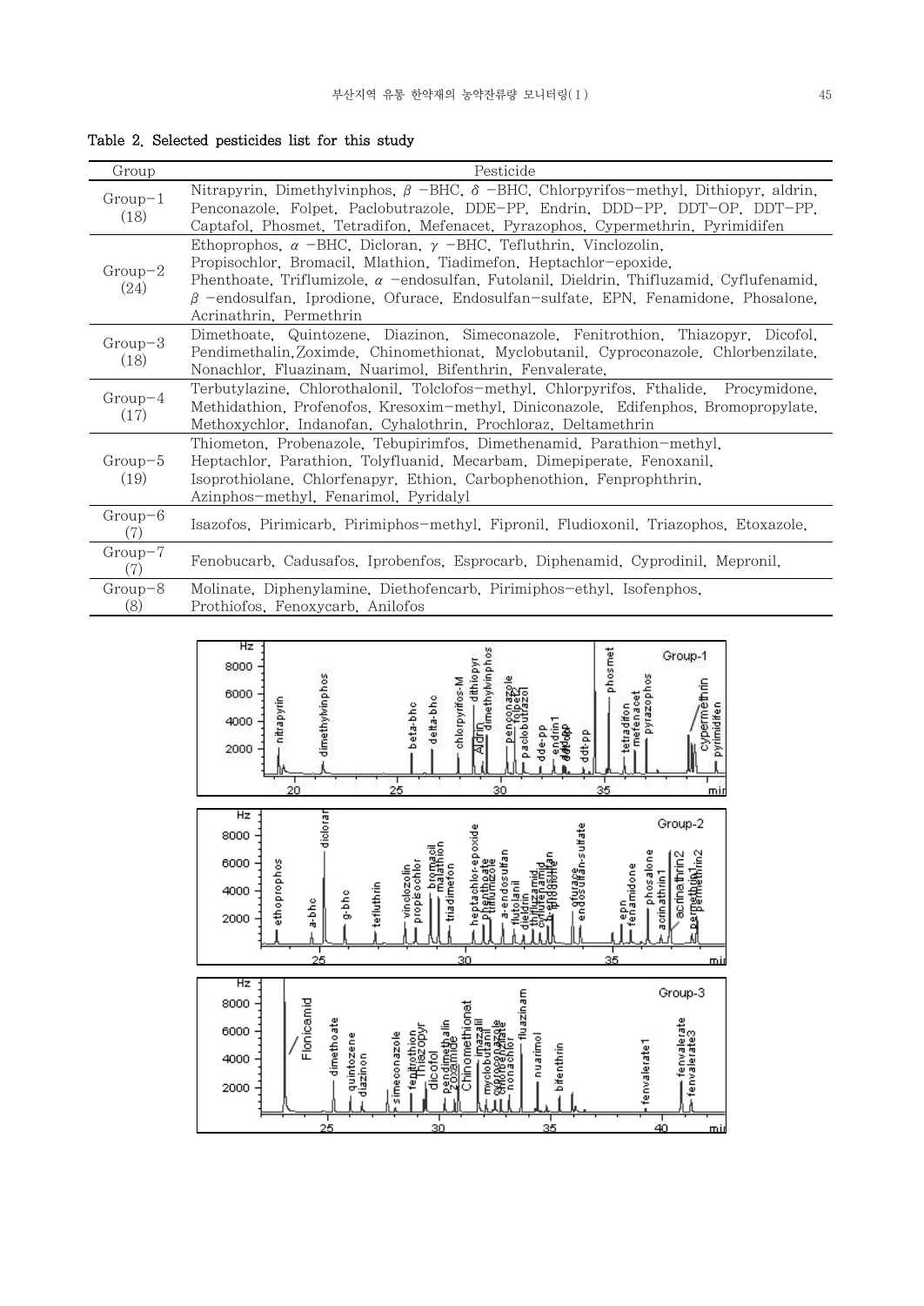Table 2. Selected pesticides list for this study

| Group | Pesticide |
| --- | --- |
| Group−1 (18) | Nitrapyrin, Dimethylvinphos, β −BHC, δ −BHC, Chlorpyrifos−methyl, Dithiopyr, aldrin, Penconazole, Folpet, Paclobutrazole, DDE−PP, Endrin, DDD−PP, DDT−OP, DDT−PP, Captafol, Phosmet, Tetradifon, Mefenacet, Pyrazophos, Cypermethrin, Pyrimidifen |
| Group−2 (24) | Ethoprophos, α −BHC, Dicloran, γ −BHC, Tefluthrin, Vinclozolin, Propisochlor, Bromacil, Mlathion, Tiadimefon, Heptachlor−epoxide, Phenthoate, Triflumizole, α −endosulfan, Futolanil, Dieldrin, Thifluzamid, Cyflufenamid, β −endosulfan, Iprodione, Ofurace, Endosulfan−sulfate, EPN, Fenamidone, Phosalone, Acrinathrin, Permethrin |
| Group−3 (18) | Dimethoate, Quintozene, Diazinon, Simeconazole, Fenitrothion, Thiazopyr, Dicofol, Pendimethalin,Zoximde, Chinomethionat, Myclobutanil, Cyproconazole, Chlorbenzilate, Nonachlor, Fluazinam, Nuarimol, Bifenthrin, Fenvalerate, |
| Group−4 (17) | Terbutylazine, Chlorothalonil, Tolclofos−methyl, Chlorpyrifos, Fthalide, Procymidone, Methidathion, Profenofos, Kresoxim−methyl, Diniconazole, Edifenphos, Bromopropylate, Methoxychlor, Indanofan, Cyhalothrin, Prochloraz, Deltamethrin |
| Group−5 (19) | Thiometon, Probenazole, Tebupirimfos, Dimethenamid, Parathion−methyl, Heptachlor, Parathion, Tolyfluanid, Mecarbam, Dimepiperate, Fenoxanil, Isoprothiolane, Chlorfenapyr, Ethion, Carbophenothion, Fenprophthrin, Azinphos−methyl, Fenarimol, Pyridalyl |
| Group−6 (7) | Isazofos, Pirimicarb, Pirimiphos−methyl, Fipronil, Fludioxonil, Triazophos, Etoxazole, |
| Group−7 (7) | Fenobucarb, Cadusafos, Iprobenfos, Esprocarb, Diphenamid, Cyprodinil, Mepronil, |
| Group−8 (8) | Molinate, Diphenylamine, Diethofencarb, Pirimiphos−ethyl, Isofenphos, Prothiofos, Fenoxycarb, Anilofos |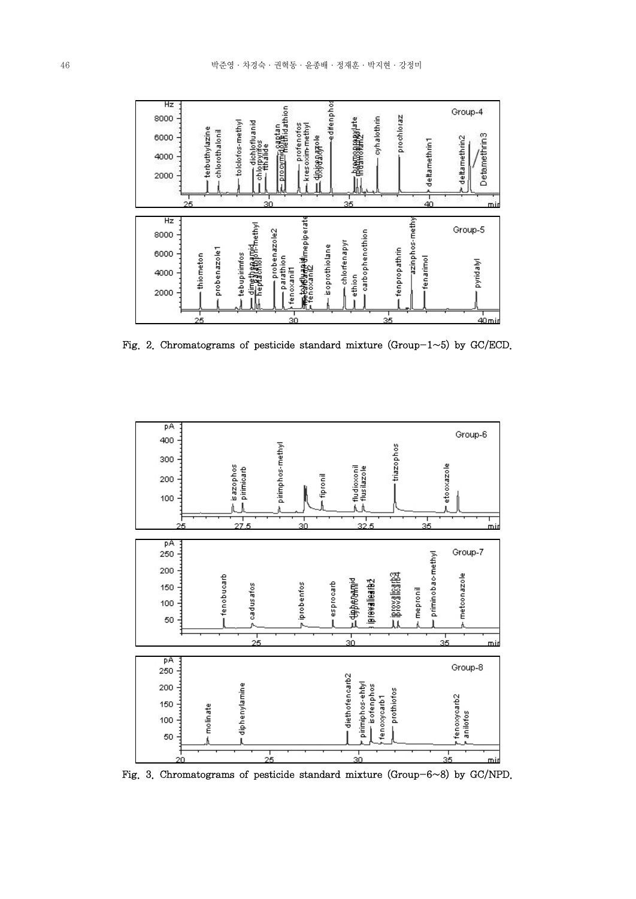Fig. 2. Chromatograms of pesticide standard mixture (Group−1~5) by GC/ECD.

Fig. 3. Chromatograms of pesticide standard mixture (Group−6~8) by GC/NPD.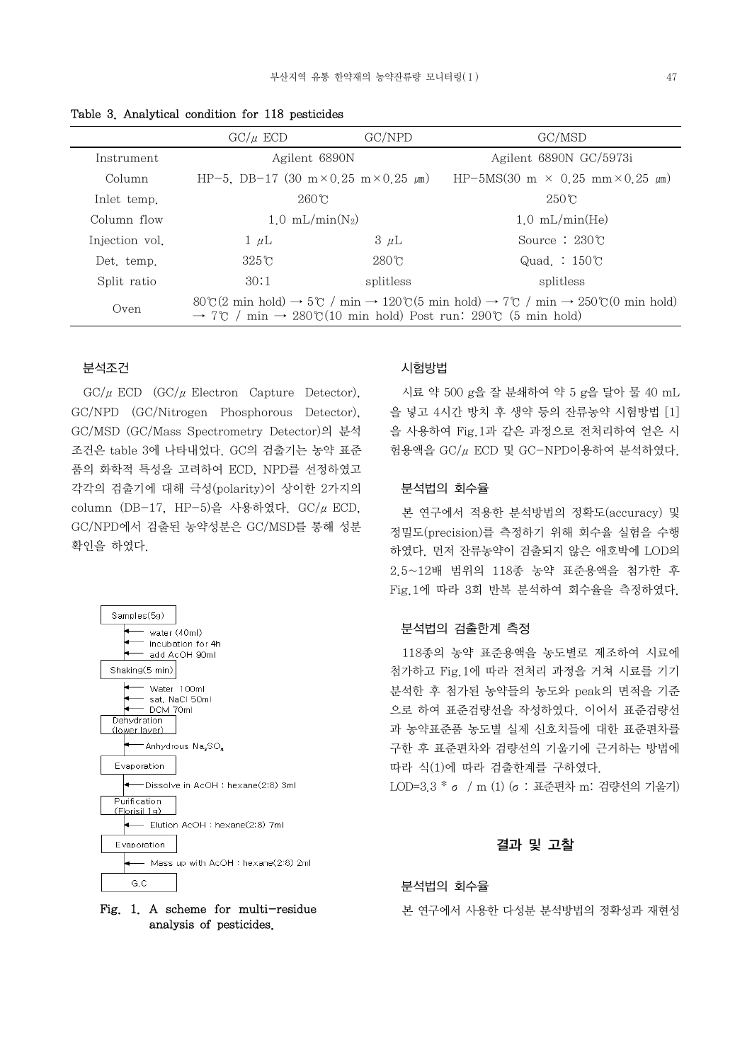Table 3. Analytical condition for 118 pesticides

| | GC/$\mu$ ECD | GC/NPD | GC/MSD |
|---|---|---|---|
| Instrument | Agilent 6890N | | Agilent 6890N GC/5973i |
| Column | HP-5, DB-17 (30 m×0.25 m×0.25 ㎛) | | HP-5MS(30 m × 0.25 mm×0.25 ㎛) |
| Inlet temp. | 260℃ | | 250℃ |
| Column flow | 1.0 mL/min($N_2$) | | 1.0 mL/min(He) |
| Injection vol. | 1 $\mu$L | 3 $\mu$L | Source : 230℃ |
| Det. temp. | 325℃ | 280℃ | Quad. : 150℃ |
| Split ratio | 30:1 | splitless | splitless |
| Oven | 80℃(2 min hold) → 5℃ / min → 120℃(5 min hold) → 7℃ / min → 250℃(0 min hold) → 7℃ / min → 280℃(10 min hold) Post run: 290℃ (5 min hold) | | |

### 분석조건

GC/$\mu$ ECD (GC/$\mu$ Electron Capture Detector), GC/NPD (GC/Nitrogen Phosphorous Detector), GC/MSD (GC/Mass Spectrometry Detector)의 분석조건은 table 3에 나타내었다. GC의 검출기는 농약 표준품의 화학적 특성을 고려하여 ECD, NPD를 선정하였고 각각의 검출기에 대해 극성(polarity)이 상이한 2가지의 column (DB-17, HP-5)을 사용하였다. GC/$\mu$ ECD, GC/NPD에서 검출된 농약성분은 GC/MSD를 통해 성분 확인을 하였다.

Samples(5g)
← water (40ml)
← incubation for 4h
← add AcOH 90ml
Shaking(5 min)
← Water 100ml
← sat. NaCl 50ml
← DCM 70ml
Dehydration (lower layer)
← Anhydrous $Na_2SO_4$
Evaporation
← Dissolve in AcOH : hexane(2:8) 3ml
Purification (Florisil 1g)
← Elution AcOH : hexane(2:8) 7ml
Evaporation
← Mass up with AcOH : hexane(2:8) 2ml
G.C

Fig. 1. A scheme for multi-residue analysis of pesticides.

### 시험방법

시료 약 500 g을 잘 분쇄하여 약 5 g을 달아 물 40 mL을 넣고 4시간 방치 후 생약 등의 잔류농약 시험방법 [1]을 사용하여 Fig.1과 같은 과정으로 전처리하여 얻은 시험용액을 GC/$\mu$ ECD 및 GC-NPD이용하여 분석하였다.

### 분석법의 회수율

본 연구에서 적용한 분석방법의 정확도(accuracy) 및 정밀도(precision)를 측정하기 위해 회수율 실험을 수행하였다. 먼저 잔류농약이 검출되지 않은 애호박에 LOD의 2.5~12배 범위의 118종 농약 표준용액을 첨가한 후 Fig.1에 따라 3회 반복 분석하여 회수율을 측정하였다.

### 분석법의 검출한계 측정

118종의 농약 표준용액을 농도별로 제조하여 시료에 첨가하고 Fig.1에 따라 전처리 과정을 거쳐 시료를 기기분석한 후 첨가된 농약들의 농도와 peak의 면적을 기준으로 하여 표준검량선을 작성하였다. 이어서 표준검량선과 농약표준품 농도별 실제 신호치들에 대한 표준편차를 구한 후 표준편차와 검량선의 기울기에 근거하는 방법에 따라 식(1)에 따라 검출한계를 구하였다.

LOD=3.3 * $\sigma$ / m (1) ($\sigma$ : 표준편차 m: 검량선의 기울기)

## 결과 및 고찰

### 분석법의 회수율

본 연구에서 사용한 다성분 분석방법의 정확성과 재현성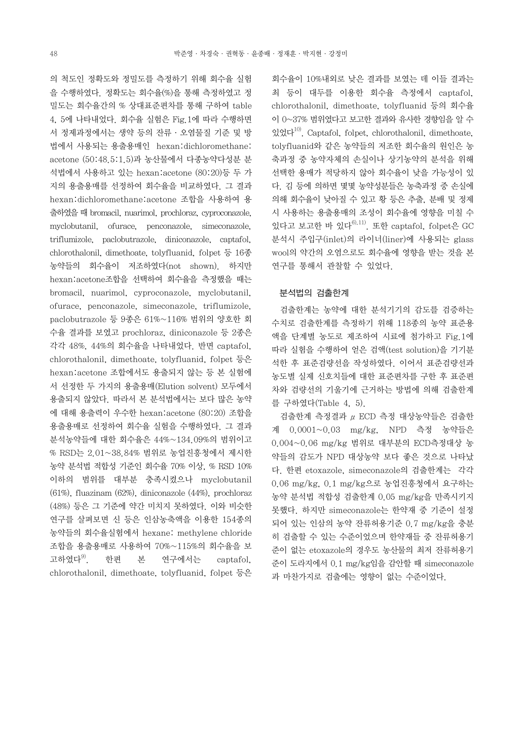의 척도인 정확도와 정밀도를 측정하기 위해 회수율 실험을 수행하였다. 정확도는 회수율(%)을 통해 측정하였고 정밀도는 회수율간의 % 상대표준편차를 통해 구하여 table 4, 5에 나타내었다. 회수율 실험은 Fig.1에 따라 수행하면서 정제과정에서는 생약 등의 잔류・오염물질 기준 및 방법에서 사용되는 용출용매인 hexan:dichloromethane:acetone (50:48.5:1.5)과 농산물에서 다종농약다성분 분석법에서 사용하고 있는 hexan:acetone (80:20)등 두 가지의 용출용매를 선정하여 회수율을 비교하였다. 그 결과 hexan:dichloromethane:acetone 조합을 사용하여 용출하였을 때 bromacil, nuarimol, prochloraz, cyproconazole, myclobutanil, ofurace, penconazole, simeconazole, triflumizole, paclobutrazole, diniconazole, captafol, chlorothalonil, dimethoate, tolyfluanid, folpet 등 16종 농약들의 회수율이 저조하였다(not shown). 하지만 hexan:acetone조합을 선택하여 회수율을 측정했을 때는 bromacil, nuarimol, cyproconazole, myclobutanil, ofurace, penconazole, simeconazole, triflumizole, paclobutrazole 등 9종은 61%~116% 범위의 양호한 회수율 결과를 보였고 prochloraz, diniconazole 등 2종은 각각 48%, 44%의 회수율을 나타내었다. 반면 captafol, chlorothalonil, dimethoate, tolyfluanid, folpet 등은 hexan:acetone 조합에서도 용출되지 않는 등 본 실험에서 선정한 두 가지의 용출용매(Elution solvent) 모두에서 용출되지 않았다. 따라서 본 분석법에서는 보다 많은 농약에 대해 용출력이 우수한 hexan:acetone (80:20) 조합을 용출용매로 선정하여 회수율 실험을 수행하였다. 그 결과 분석농약들에 대한 회수율은 44%~134.09%의 범위이고 % RSD는 2.01~38.84% 범위로 농업진흥청에서 제시한 농약 분석법 적합성 기준인 회수율 70% 이상, % RSD 10% 이하의 범위를 대부분 충족시켰으나 myclobutanil (61%), fluazinam (62%), diniconazole (44%), prochloraz (48%) 등은 그 기준에 약간 미치지 못하였다. 이와 비슷한 연구를 살펴보면 신 등은 인삼농축액을 이용한 154종의 농약들의 회수율실험에서 hexane: methylene chloride 조합을 용출용매로 사용하여 70%~115%의 회수율을 보고하였다[9]. 한편 본 연구에서는 captafol, chlorothalonil, dimethoate, tolyfluanid, folpet 등은 회수율이 10%내외로 낮은 결과를 보였는 데 이들 결과는 최 등이 대두를 이용한 회수율 측정에서 captafol, chlorothalonil, dimethoate, tolyfluanid 등의 회수율이 0~37% 범위였다고 보고한 결과와 유사한 경향임을 알 수 있었다[10]. Captafol, folpet, chlorothalonil, dimethoate, tolyfluanid와 같은 농약들의 저조한 회수율의 원인은 농축과정 중 농약자체의 손실이나 상기농약의 분석을 위해 선택한 용매가 적당하지 않아 회수율이 낮을 가능성이 있다. 김 등에 의하면 몇몇 농약성분들은 농축과정 중 손실에 의해 회수율이 낮아질 수 있고 황 등은 추출, 분배 및 정제 시 사용하는 용출용매의 조성이 회수율에 영향을 미칠 수 있다고 보고한 바 있다[6,11]. 또한 captafol, folpet은 GC 분석시 주입구(inlet)의 라이너(liner)에 사용되는 glass wool의 약간의 오염으로도 회수율에 영향을 받는 것을 본 연구를 통해서 관찰할 수 있었다.

### 분석법의 검출한계

검출한계는 농약에 대한 분석기기의 감도를 검증하는 수치로 검출한계를 측정하기 위해 118종의 농약 표준용액을 단계별 농도로 제조하여 시료에 첨가하고 Fig.1에 따라 실험을 수행하여 얻은 검액(test solution)을 기기분석한 후 표준검량선을 작성하였다. 이어서 표준검량선과 농도별 실제 신호치들에 대한 표준편차를 구한 후 표준편차와 검량선의 기울기에 근거하는 방법에 의해 검출한계를 구하였다(Table 4, 5).

검출한계 측정결과 $\mu$ ECD 측정 대상농약들은 검출한계 0.0001~0.03 mg/kg, NPD 측정 농약들은 0.004~0.06 mg/kg 범위로 대부분의 ECD측정대상 농약들의 감도가 NPD 대상농약 보다 좋은 것으로 나타났다. 한편 etoxazole, simeconazole의 검출한계는 각각 0.06 mg/kg, 0.1 mg/kg으로 농업진흥청에서 요구하는 농약 분석법 적합성 검출한계 0.05 mg/kg을 만족시키지 못했다. 하지만 simeconazole는 한약재 중 기준이 설정되어 있는 인삼의 농약 잔류허용기준 0.7 mg/kg을 충분히 검출할 수 있는 수준이었으며 한약재들 중 잔류허용기준이 없는 etoxazole의 경우도 농산물의 최저 잔류허용기준이 도라지에서 0.1 mg/kg임을 감안할 때 simeconazole과 마찬가지로 검출에는 영향이 없는 수준이었다.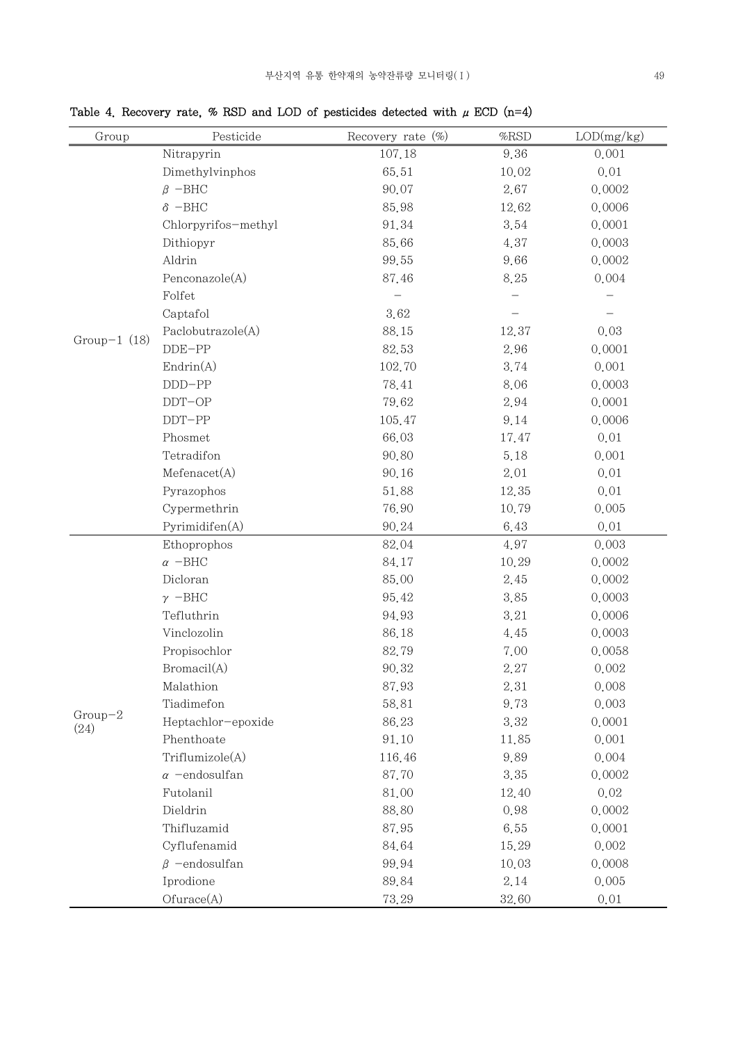Table 4. Recovery rate, % RSD and LOD of pesticides detected with $\mu$ ECD (n=4)

| Group | Pesticide | Recovery rate (%) | %RSD | LOD(mg/kg) |
|---|---|---|---|---|
| Group-1 (18) | Nitrapyrin | 107.18 | 9.36 | 0.001 |
| | Dimethylvinphos | 65.51 | 10.02 | 0.01 |
| | $\beta$ -BHC | 90.07 | 2.67 | 0.0002 |
| | $\delta$ -BHC | 85.98 | 12.62 | 0.0006 |
| | Chlorpyrifos-methyl | 91.34 | 3.54 | 0.0001 |
| | Dithiopyr | 85.66 | 4.37 | 0.0003 |
| | Aldrin | 99.55 | 9.66 | 0.0002 |
| | Penconazole(A) | 87.46 | 8.25 | 0.004 |
| | Folfet | - | - | - |
| | Captafol | 3.62 | - | - |
| | Paclobutrazole(A) | 88.15 | 12.37 | 0.03 |
| | DDE-PP | 82.53 | 2.96 | 0.0001 |
| | Endrin(A) | 102.70 | 3.74 | 0.001 |
| | DDD-PP | 78.41 | 8.06 | 0.0003 |
| | DDT-OP | 79.62 | 2.94 | 0.0001 |
| | DDT-PP | 105.47 | 9.14 | 0.0006 |
| | Phosmet | 66.03 | 17.47 | 0.01 |
| | Tetradifon | 90.80 | 5.18 | 0.001 |
| | Mefenacet(A) | 90.16 | 2.01 | 0.01 |
| | Pyrazophos | 51.88 | 12.35 | 0.01 |
| | Cypermethrin | 76.90 | 10.79 | 0.005 |
| | Pyrimidifen(A) | 90.24 | 6.43 | 0.01 |
| Group-2 (24) | Ethoprophos | 82.04 | 4.97 | 0.003 |
| | $\alpha$ -BHC | 84.17 | 10.29 | 0.0002 |
| | Dicloran | 85.00 | 2.45 | 0.0002 |
| | $\gamma$ -BHC | 95.42 | 3.85 | 0.0003 |
| | Tefluthrin | 94.93 | 3.21 | 0.0006 |
| | Vinclozolin | 86.18 | 4.45 | 0.0003 |
| | Propisochlor | 82.79 | 7.00 | 0.0058 |
| | Bromacil(A) | 90.32 | 2.27 | 0.002 |
| | Malathion | 87.93 | 2.31 | 0.008 |
| | Tiadimefon | 58.81 | 9.73 | 0.003 |
| | Heptachlor-epoxide | 86.23 | 3.32 | 0.0001 |
| | Phenthoate | 91.10 | 11.85 | 0.001 |
| | Triflumizole(A) | 116.46 | 9.89 | 0.004 |
| | $\alpha$ -endosulfan | 87.70 | 3.35 | 0.0002 |
| | Futolanil | 81.00 | 12.40 | 0.02 |
| | Dieldrin | 88.80 | 0.98 | 0.0002 |
| | Thifluzamid | 87.95 | 6.55 | 0.0001 |
| | Cyflufenamid | 84.64 | 15.29 | 0.002 |
| | $\beta$ -endosulfan | 99.94 | 10.03 | 0.0008 |
| | Iprodione | 89.84 | 2.14 | 0.005 |
| | Ofurace(A) | 73.29 | 32.60 | 0.01 |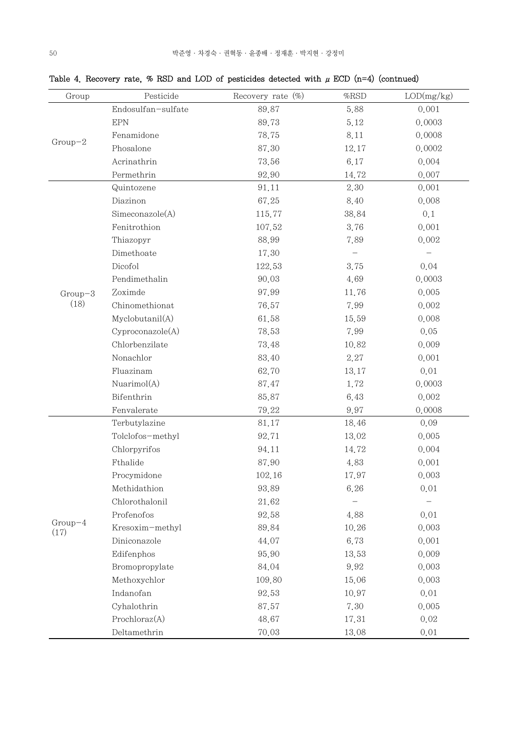Table 4. Recovery rate, % RSD and LOD of pesticides detected with $\mu$ ECD (n=4) (contnued)

| Group | Pesticide | Recovery rate (%) | %RSD | LOD(mg/kg) |
|---|---|---|---|---|
| Group−2 | Endosulfan−sulfate | 89.87 | 5.88 | 0.001 |
| | EPN | 89.73 | 5.12 | 0.0003 |
| | Fenamidone | 78.75 | 8.11 | 0.0008 |
| | Phosalone | 87.30 | 12.17 | 0.0002 |
| | Acrinathrin | 73.56 | 6.17 | 0.004 |
| | Permethrin | 92.90 | 14.72 | 0.007 |
| Group−3 (18) | Quintozene | 91.11 | 2.30 | 0.001 |
| | Diazinon | 67.25 | 8.40 | 0.008 |
| | Simeconazole(A) | 115.77 | 38.84 | 0.1 |
| | Fenitrothion | 107.52 | 3.76 | 0.001 |
| | Thiazopyr | 88.99 | 7.89 | 0.002 |
| | Dimethoate | 17.30 | − | − |
| | Dicofol | 122.53 | 3.75 | 0.04 |
| | Pendimethalin | 90.03 | 4.69 | 0.0003 |
| | Zoximde | 97.99 | 11.76 | 0.005 |
| | Chinomethionat | 76.57 | 7.99 | 0.002 |
| | Myclobutanil(A) | 61.58 | 15.59 | 0.008 |
| | Cyproconazole(A) | 78.53 | 7.99 | 0.05 |
| | Chlorbenzilate | 73.48 | 10.82 | 0.009 |
| | Nonachlor | 83.40 | 2.27 | 0.001 |
| | Fluazinam | 62.70 | 13.17 | 0.01 |
| | Nuarimol(A) | 87.47 | 1.72 | 0.0003 |
| | Bifenthrin | 85.87 | 6.43 | 0.002 |
| | Fenvalerate | 79.22 | 9.97 | 0.0008 |
| Group−4 (17) | Terbutylazine | 81.17 | 18.46 | 0.09 |
| | Tolclofos−methyl | 92.71 | 13.02 | 0.005 |
| | Chlorpyrifos | 94.11 | 14.72 | 0.004 |
| | Fthalide | 87.90 | 4.83 | 0.001 |
| | Procymidone | 102.16 | 17.97 | 0.003 |
| | Methidathion | 93.89 | 6.26 | 0.01 |
| | Chlorothalonil | 21.62 | − | − |
| | Profenofos | 92.58 | 4.88 | 0.01 |
| | Kresoxim−methyl | 89.84 | 10.26 | 0.003 |
| | Diniconazole | 44.07 | 6.73 | 0.001 |
| | Edifenphos | 95.90 | 13.53 | 0.009 |
| | Bromopropylate | 84.04 | 9.92 | 0.003 |
| | Methoxychlor | 109.80 | 15.06 | 0.003 |
| | Indanofan | 92.53 | 10.97 | 0.01 |
| | Cyhalothrin | 87.57 | 7.30 | 0.005 |
| | Prochloraz(A) | 48.67 | 17.31 | 0.02 |
| | Deltamethrin | 70.03 | 13.08 | 0.01 |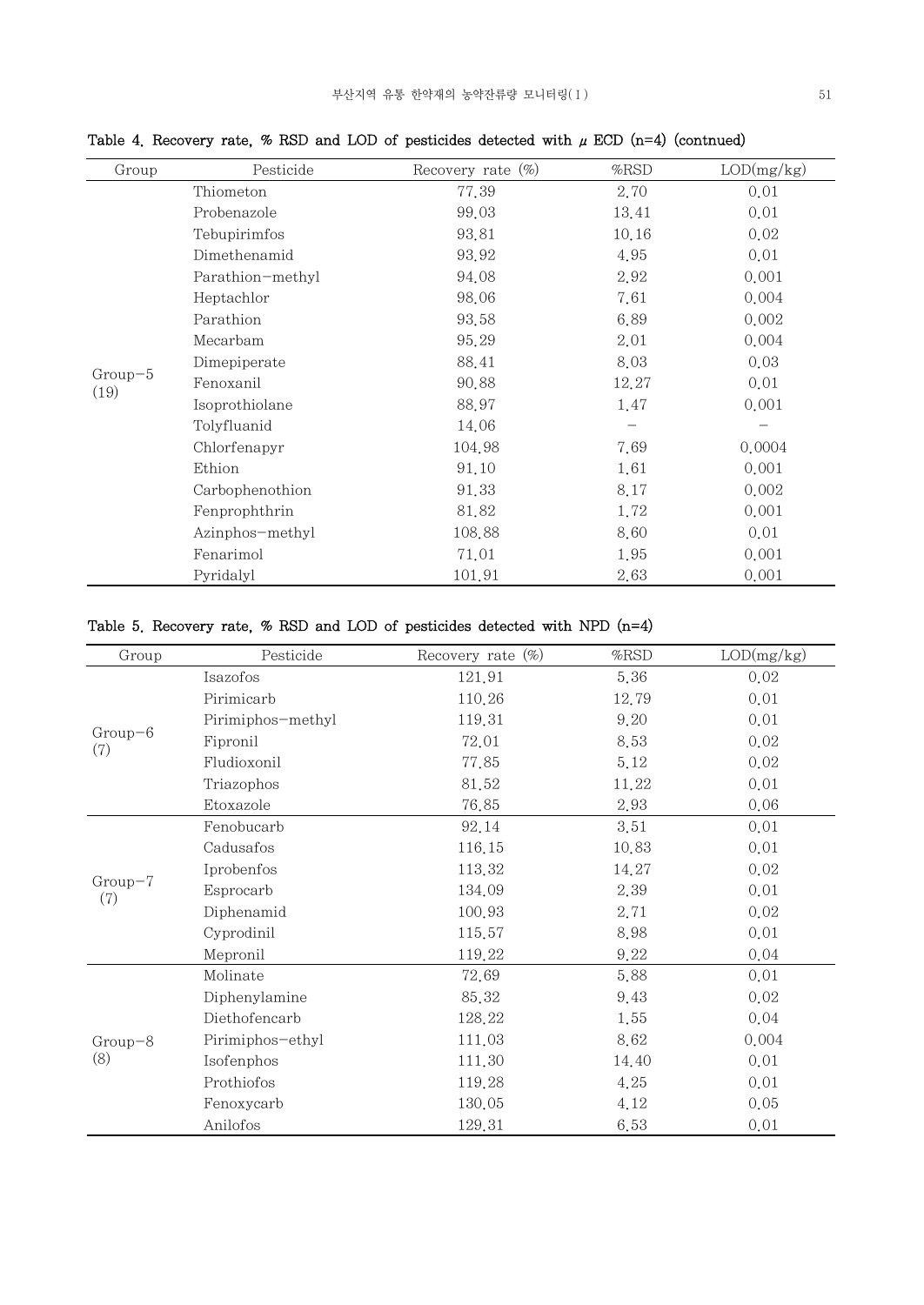Table 4. Recovery rate, % RSD and LOD of pesticides detected with $\mu$ ECD (n=4) (contnued)

| Group | Pesticide | Recovery rate (%) | %RSD | LOD(mg/kg) |
|---|---|---|---|---|
| Group-5 (19) | Thiometon | 77.39 | 2.70 | 0.01 |
| | Probenazole | 99.03 | 13.41 | 0.01 |
| | Tebupirimfos | 93.81 | 10.16 | 0.02 |
| | Dimethenamid | 93.92 | 4.95 | 0.01 |
| | Parathion-methyl | 94.08 | 2.92 | 0.001 |
| | Heptachlor | 98.06 | 7.61 | 0.004 |
| | Parathion | 93.58 | 6.89 | 0.002 |
| | Mecarbam | 95.29 | 2.01 | 0.004 |
| | Dimepiperate | 88.41 | 8.03 | 0.03 |
| | Fenoxanil | 90.88 | 12.27 | 0.01 |
| | Isoprothiolane | 88.97 | 1.47 | 0.001 |
| | Tolyfluanid | 14.06 | - | - |
| | Chlorfenapyr | 104.98 | 7.69 | 0.0004 |
| | Ethion | 91.10 | 1.61 | 0.001 |
| | Carbophenothion | 91.33 | 8.17 | 0.002 |
| | Fenprophthrin | 81.82 | 1.72 | 0.001 |
| | Azinphos-methyl | 108.88 | 8.60 | 0.01 |
| | Fenarimol | 71.01 | 1.95 | 0.001 |
| | Pyridalyl | 101.91 | 2.63 | 0.001 |

Table 5. Recovery rate, % RSD and LOD of pesticides detected with NPD (n=4)

| Group | Pesticide | Recovery rate (%) | %RSD | LOD(mg/kg) |
|---|---|---|---|---|
| Group-6 (7) | Isazofos | 121.91 | 5.36 | 0.02 |
| | Pirimicarb | 110.26 | 12.79 | 0.01 |
| | Pirimiphos-methyl | 119.31 | 9.20 | 0.01 |
| | Fipronil | 72.01 | 8.53 | 0.02 |
| | Fludioxonil | 77.85 | 5.12 | 0.02 |
| | Triazophos | 81.52 | 11.22 | 0.01 |
| | Etoxazole | 76.85 | 2.93 | 0.06 |
| Group-7 (7) | Fenobucarb | 92.14 | 3.51 | 0.01 |
| | Cadusafos | 116.15 | 10.83 | 0.01 |
| | Iprobenfos | 113.32 | 14.27 | 0.02 |
| | Esprocarb | 134.09 | 2.39 | 0.01 |
| | Diphenamid | 100.93 | 2.71 | 0.02 |
| | Cyprodinil | 115.57 | 8.98 | 0.01 |
| | Mepronil | 119.22 | 9.22 | 0.04 |
| Group-8 (8) | Molinate | 72.69 | 5.88 | 0.01 |
| | Diphenylamine | 85.32 | 9.43 | 0.02 |
| | Diethofencarb | 128.22 | 1.55 | 0.04 |
| | Pirimiphos-ethyl | 111.03 | 8.62 | 0.004 |
| | Isofenphos | 111.30 | 14.40 | 0.01 |
| | Prothiofos | 119.28 | 4.25 | 0.01 |
| | Fenoxycarb | 130.05 | 4.12 | 0.05 |
| | Anilofos | 129.31 | 6.53 | 0.01 |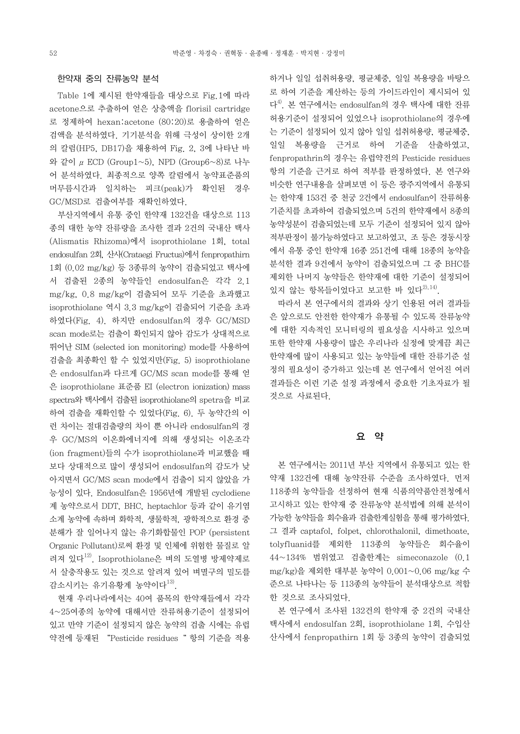### 한약재 중의 잔류농약 분석

Table 1에 제시된 한약재들을 대상으로 Fig.1에 따라 acetone으로 추출하여 얻은 상층액을 florisil cartridge로 정제하여 hexan:acetone (80:20)로 용출하여 얻은 검액을 분석하였다. 기기분석을 위해 극성이 상이한 2개의 칼럼(HP5, DB17)을 채용하여 Fig. 2, 3에 나타난 바와 같이 μ ECD (Group1~5), NPD (Group6~8)로 나누어 분석하였다. 최종적으로 양쪽 칼럼에서 농약표준품의 머무름시간과 일치하는 피크(peak)가 확인된 경우 GC/MSD로 검출여부를 재확인하였다.

부산지역에서 유통 중인 한약재 132건을 대상으로 113종의 대한 농약 잔류량을 조사한 결과 2건의 국내산 택사(Alismatis Rhizoma)에서 isoprothiolane 1회, total endosulfan 2회, 산사(Crataegi Fructus)에서 fenpropathirn 1회 (0.02 mg/kg) 등 3종류의 농약이 검출되었고 택사에서 검출된 2종의 농약들인 endosulfan은 각각 2.1 mg/kg, 0.8 mg/kg이 검출되어 모두 기준을 초과했고 isoprothiolane 역시 3.3 mg/kg이 검출되어 기준을 초과하였다(Fig. 4). 하지만 endosulfan의 경우 GC/MSD scan mode로는 검출이 확인되지 않아 감도가 상대적으로 뛰어난 SIM (selected ion monitoring) mode를 사용하여 검출을 최종확인 할 수 있었지만(Fig. 5) isoprothiolane은 endosulfan과 다르게 GC/MS scan mode를 통해 얻은 isoprothiolane 표준품 EI (electron ionization) mass spectra와 택사에서 검출된 isoprothiolane의 spetra을 비교하여 검출을 재확인할 수 있었다(Fig. 6). 두 농약간의 이런 차이는 절대검출량의 차이 뿐 아니라 endosulfan의 경우 GC/MS의 이온화에너지에 의해 생성되는 이온조각(ion fragment)들의 수가 isoprothiolane과 비교했을 때 보다 상대적으로 많이 생성되어 endosulfan의 감도가 낮아지면서 GC/MS scan mode에서 검출이 되지 않았을 가능성이 있다. Endosulfan은 1956년에 개발된 cyclodiene계 농약으로서 DDT, BHC, heptachlor 등과 같이 유기염소계 농약에 속하며 화학적, 생물학적, 광학적으로 환경 중 분해가 잘 일어나지 않는 유기화합물인 POP (persistent Organic Pollutant)로써 환경 및 인체에 위험한 물질로 알려져 있다[12]. Isoprothiolane은 벼의 도열병 방제약제로서 살충작용도 있는 것으로 알려져 있어 벼멸구의 밀도를 감소시키는 유기유황계 농약이다[13].

현재 우리나라에서는 40여 품목의 한약재들에서 각각 4~25여종의 농약에 대해서만 잔류허용기준이 설정되어 있고 만약 기준이 설정되지 않은 농약의 검출 시에는 유럽약전에 등재된 "Pesticide residues " 항의 기준을 적용하거나 일일 섭취허용량, 평균체중, 일일 복용량을 바탕으로 하여 기준을 계산하는 등의 가이드라인이 제시되어 있다[4]. 본 연구에서는 endosulfan의 경우 택사에 대한 잔류허용기준이 설정되어 있었으나 isoprothiolane의 경우에는 기준이 설정되어 있지 않아 일일 섭취허용량, 평균체중, 일일 복용량을 근거로 하여 기준을 산출하였고, fenpropathrin의 경우는 유럽약전의 Pesticide residues 항의 기준을 근거로 하여 적부를 판정하였다. 본 연구와 비슷한 연구내용을 살펴보면 이 등은 광주지역에서 유통되는 한약재 153건 중 천궁 2건에서 endosulfan이 잔류허용기준치를 초과하여 검출되었으며 5건의 한약재에서 8종의 농약성분이 검출되었는데 모두 기준이 설정되어 있지 않아 적부판정이 불가능하였다고 보고하였고, 조 등은 경동시장에서 유통 중인 한약재 16종 251건에 대해 18종의 농약을 분석한 결과 9건에서 농약이 검출되었으며 그 중 BHC를 제외한 나머지 농약들은 한약재에 대한 기준이 설정되어 있지 않는 항목들이었다고 보고한 바 있다[2),14)].

따라서 본 연구에서의 결과와 상기 인용된 여러 결과들은 앞으로도 안전한 한약재가 유통될 수 있도록 잔류농약에 대한 지속적인 모니터링의 필요성을 시사하고 있으며 또한 한약재 사용량이 많은 우리나라 실정에 맞게끔 최근 한약재에 많이 사용되고 있는 농약들에 대한 잔류기준 설정의 필요성이 증가하고 있는데 본 연구에서 얻어진 여러 결과들은 이런 기준 설정 과정에서 중요한 기초자료가 될 것으로 사료된다.

## 요 약

본 연구에서는 2011년 부산 지역에서 유통되고 있는 한약재 132건에 대해 농약잔류 수준을 조사하였다. 먼저 118종의 농약들을 선정하여 현재 식품의약품안전청에서 고시하고 있는 한약재 중 잔류농약 분석법에 의해 분석이 가능한 농약들을 회수율과 검출한계실험을 통해 평가하였다. 그 결과 captafol, folpet, chlorothalonil, dimethoate, tolyfluanid를 제외한 113종의 농약들은 회수율이 44~134% 범위였고 검출한계는 simeconazole (0.1 mg/kg)을 제외한 대부분 농약이 0.001~0.06 mg/kg 수준으로 나타나는 등 113종의 농약들이 분석대상으로 적합한 것으로 조사되었다.

본 연구에서 조사된 132건의 한약재 중 2건의 국내산 택사에서 endosulfan 2회, isoprothiolane 1회, 수입산 산사에서 fenpropathirn 1회 등 3종의 농약이 검출되었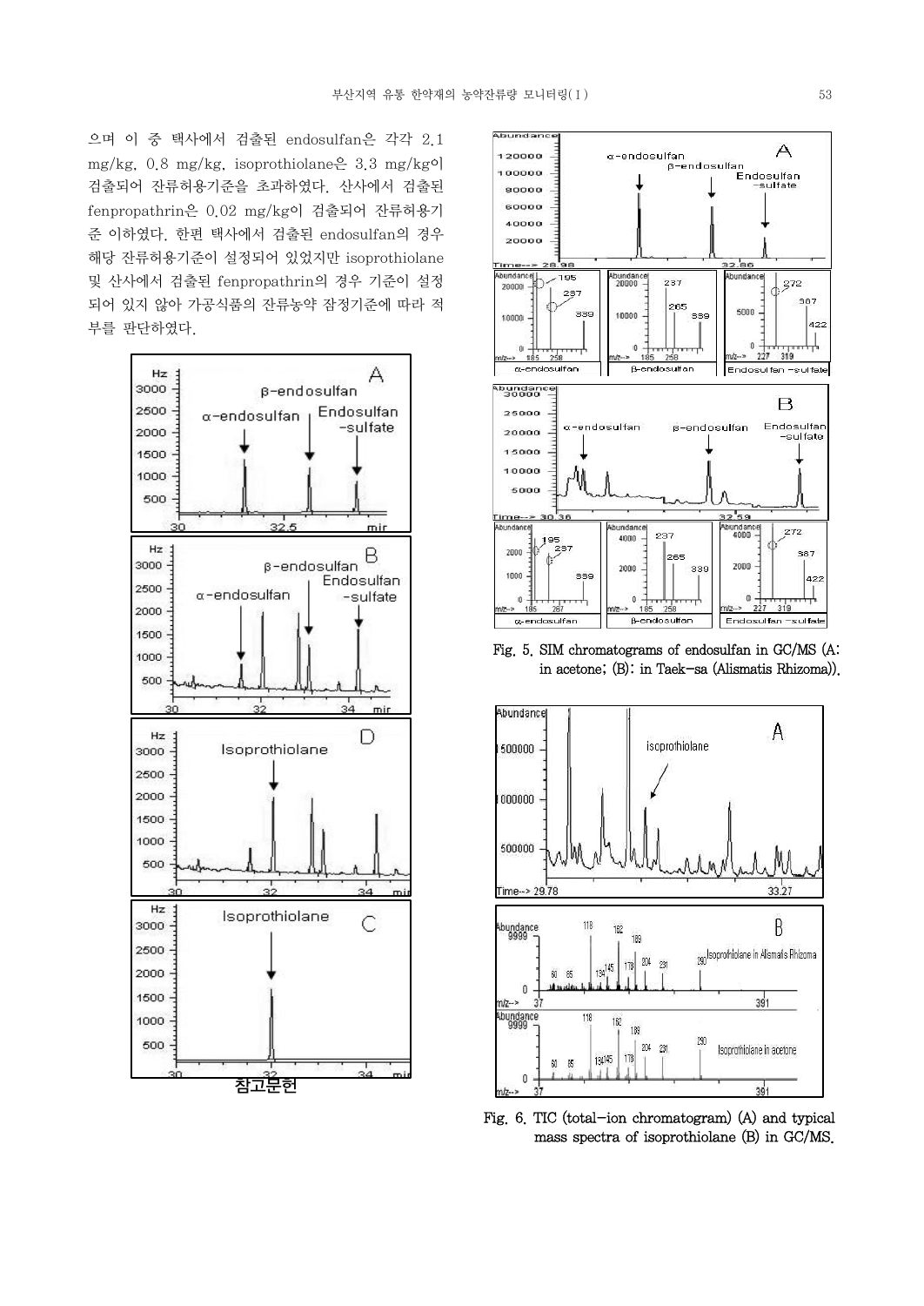으며 이 중 택사에서 검출된 endosulfan은 각각 2.1 mg/kg, 0.8 mg/kg, isoprothiolane은 3.3 mg/kg이 검출되어 잔류허용기준을 초과하였다. 산사에서 검출된 fenpropathrin은 0.02 mg/kg이 검출되어 잔류허용기준 이하였다. 한편 택사에서 검출된 endosulfan의 경우 해당 잔류허용기준이 설정되어 있었지만 isoprothiolane 및 산사에서 검출된 fenpropathrin의 경우 기준이 설정되어 있지 않아 가공식품의 잔류농약 잠정기준에 따라 적부를 판단하였다.

참고문헌

Fig. 5. SIM chromatograms of endosulfan in GC/MS (A: in acetone; (B): in Taek-sa (Alismatis Rhizoma)).

Fig. 6. TIC (total-ion chromatogram) (A) and typical mass spectra of isoprothiolane (B) in GC/MS.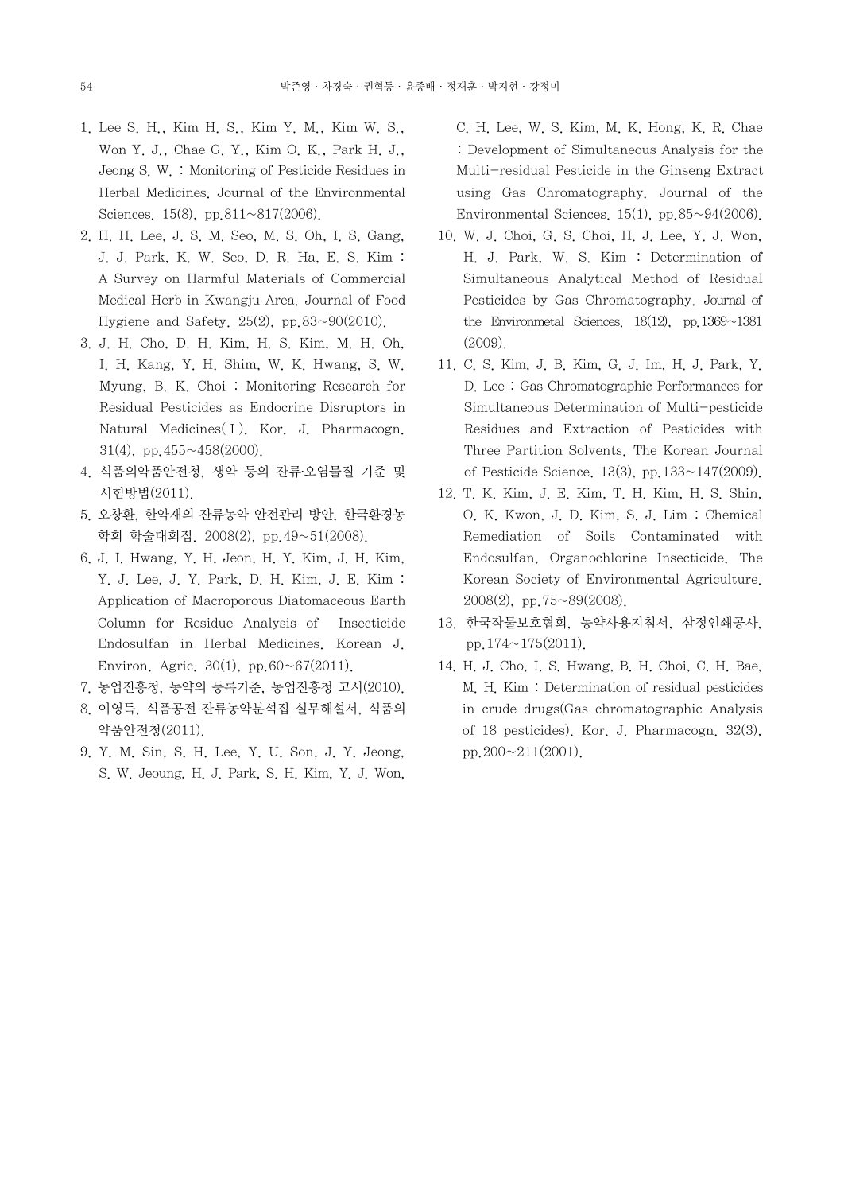1. Lee S. H., Kim H. S., Kim Y. M., Kim W. S., Won Y. J., Chae G. Y., Kim O. K., Park H. J., Jeong S. W. : Monitoring of Pesticide Residues in Herbal Medicines. Journal of the Environmental Sciences. 15(8), pp.811~817(2006).
2. H. H. Lee, J. S. M. Seo, M. S. Oh, I. S. Gang, J. J. Park, K. W. Seo, D. R. Ha, E. S. Kim : A Survey on Harmful Materials of Commercial Medical Herb in Kwangju Area. Journal of Food Hygiene and Safety. 25(2), pp.83~90(2010).
3. J. H. Cho, D. H. Kim, H. S. Kim, M. H. Oh, I. H. Kang, Y. H. Shim, W. K. Hwang, S. W. Myung, B. K. Choi : Monitoring Research for Residual Pesticides as Endocrine Disruptors in Natural Medicines(Ⅰ). Kor. J. Pharmacogn. 31(4), pp.455~458(2000).
4. 식품의약품안전청, 생약 등의 잔류·오염물질 기준 및 시험방법(2011).
5. 오창환, 한약재의 잔류농약 안전관리 방안. 한국환경농학회 학술대회집. 2008(2), pp.49~51(2008).
6. J. I. Hwang, Y. H. Jeon, H. Y. Kim, J. H. Kim, Y. J. Lee, J. Y. Park, D. H. Kim, J. E. Kim : Application of Macroporous Diatomaceous Earth Column for Residue Analysis of Insecticide Endosulfan in Herbal Medicines. Korean J. Environ. Agric. 30(1), pp.60~67(2011).
7. 농업진흥청, 농약의 등록기준, 농업진흥청 고시(2010).
8. 이영득, 식품공전 잔류농약분석집 실무해설서, 식품의약품안전청(2011).
9. Y. M. Sin, S. H. Lee, Y. U. Son, J. Y. Jeong, S. W. Jeoung, H. J. Park, S. H. Kim, Y. J. Won, C. H. Lee, W. S. Kim, M. K. Hong, K. R. Chae : Development of Simultaneous Analysis for the Multi-residual Pesticide in the Ginseng Extract using Gas Chromatography. Journal of the Environmental Sciences. 15(1), pp.85~94(2006).
10. W. J. Choi, G. S. Choi, H. J. Lee, Y. J. Won, H. J. Park, W. S. Kim : Determination of Simultaneous Analytical Method of Residual Pesticides by Gas Chromatography. Journal of the Environmetal Sciences. 18(12), pp.1369~1381 (2009).
11. C. S. Kim, J. B. Kim, G. J. Im, H. J. Park, Y. D. Lee : Gas Chromatographic Performances for Simultaneous Determination of Multi-pesticide Residues and Extraction of Pesticides with Three Partition Solvents. The Korean Journal of Pesticide Science. 13(3), pp.133~147(2009).
12. T. K. Kim, J. E. Kim, T. H. Kim, H. S. Shin, O. K. Kwon, J. D. Kim, S. J. Lim : Chemical Remediation of Soils Contaminated with Endosulfan, Organochlorine Insecticide. The Korean Society of Environmental Agriculture. 2008(2), pp.75~89(2008).
13. 한국작물보호협회, 농약사용지침서, 삼정인쇄공사, pp.174~175(2011).
14. H. J. Cho, I. S. Hwang, B. H. Choi, C. H. Bae, M. H. Kim : Determination of residual pesticides in crude drugs(Gas chromatographic Analysis of 18 pesticides). Kor. J. Pharmacogn. 32(3), pp.200~211(2001).